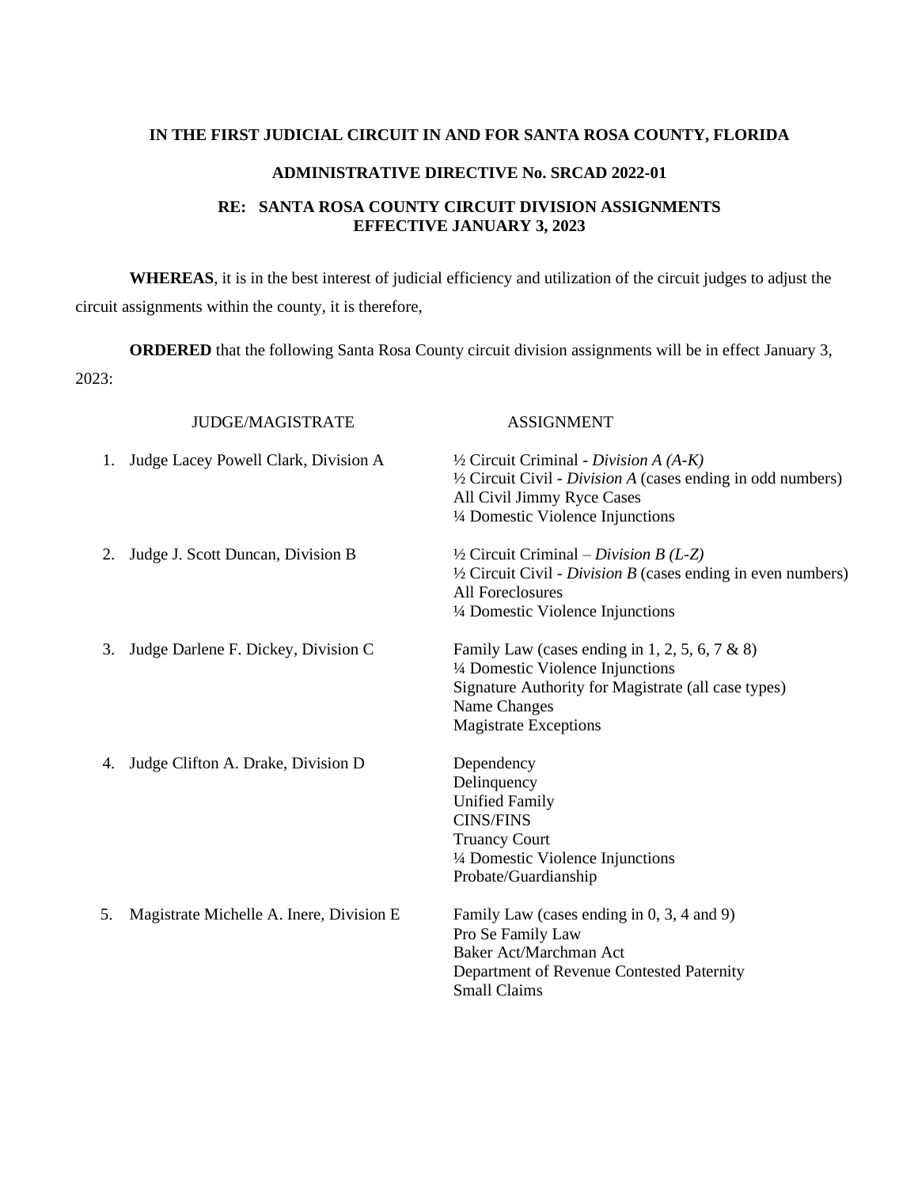**IN THE FIRST JUDICIAL CIRCUIT IN AND FOR SANTA ROSA COUNTY, FLORIDA**

**ADMINISTRATIVE DIRECTIVE No. SRCAD 2022-01**

**RE: SANTA ROSA COUNTY CIRCUIT DIVISION ASSIGNMENTS EFFECTIVE JANUARY 3, 2023**

**WHEREAS**, it is in the best interest of judicial efficiency and utilization of the circuit judges to adjust the circuit assignments within the county, it is therefore,

**ORDERED** that the following Santa Rosa County circuit division assignments will be in effect January 3, 2023:

| | JUDGE/MAGISTRATE | ASSIGNMENT |
|---|---|---|
| 1. | Judge Lacey Powell Clark, Division A | ½ Circuit Criminal - *Division A (A-K)*<br>½ Circuit Civil - *Division A* (cases ending in odd numbers)<br>All Civil Jimmy Ryce Cases<br>¼ Domestic Violence Injunctions |
| 2. | Judge J. Scott Duncan, Division B | ½ Circuit Criminal – *Division B (L-Z)*<br>½ Circuit Civil - *Division B* (cases ending in even numbers)<br>All Foreclosures<br>¼ Domestic Violence Injunctions |
| 3. | Judge Darlene F. Dickey, Division C | Family Law (cases ending in 1, 2, 5, 6, 7 & 8)<br>¼ Domestic Violence Injunctions<br>Signature Authority for Magistrate (all case types)<br>Name Changes<br>Magistrate Exceptions |
| 4. | Judge Clifton A. Drake, Division D | Dependency<br>Delinquency<br>Unified Family<br>CINS/FINS<br>Truancy Court<br>¼ Domestic Violence Injunctions<br>Probate/Guardianship |
| 5. | Magistrate Michelle A. Inere, Division E | Family Law (cases ending in 0, 3, 4 and 9)<br>Pro Se Family Law<br>Baker Act/Marchman Act<br>Department of Revenue Contested Paternity<br>Small Claims |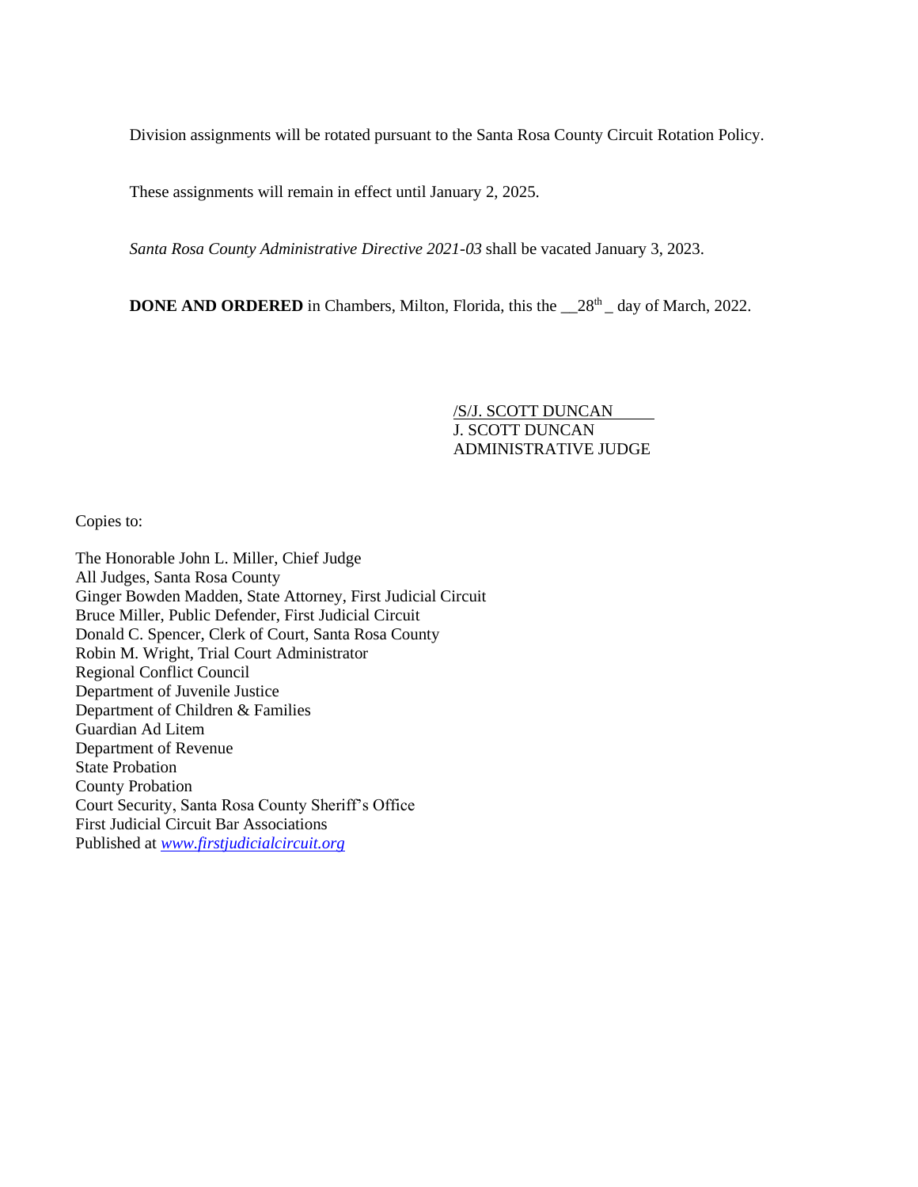Division assignments will be rotated pursuant to the Santa Rosa County Circuit Rotation Policy.

These assignments will remain in effect until January 2, 2025.

*Santa Rosa County Administrative Directive 2021-03* shall be vacated January 3, 2023.

**DONE AND ORDERED** in Chambers, Milton, Florida, this the __28th_ day of March, 2022.

/S/J. SCOTT DUNCAN
J. SCOTT DUNCAN
ADMINISTRATIVE JUDGE

Copies to:

The Honorable John L. Miller, Chief Judge
All Judges, Santa Rosa County
Ginger Bowden Madden, State Attorney, First Judicial Circuit
Bruce Miller, Public Defender, First Judicial Circuit
Donald C. Spencer, Clerk of Court, Santa Rosa County
Robin M. Wright, Trial Court Administrator
Regional Conflict Council
Department of Juvenile Justice
Department of Children & Families
Guardian Ad Litem
Department of Revenue
State Probation
County Probation
Court Security, Santa Rosa County Sheriff's Office
First Judicial Circuit Bar Associations
Published at *www.firstjudicialcircuit.org*